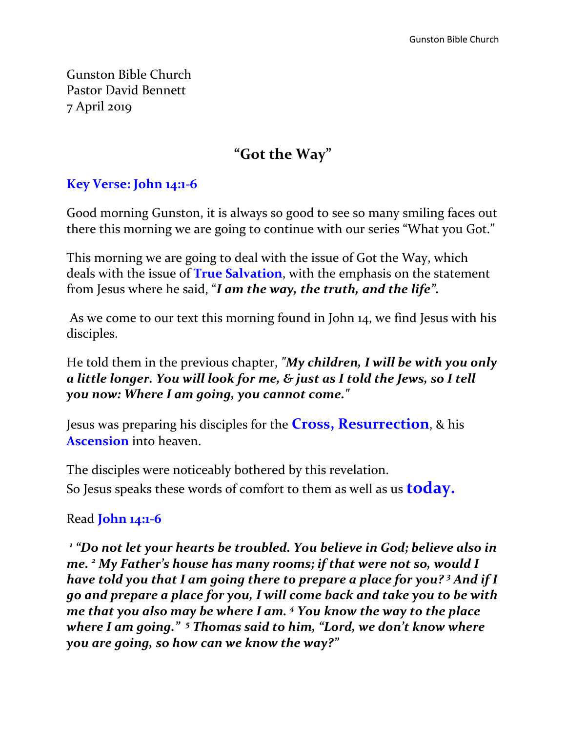Gunston Bible Church
Pastor David Bennett
7 April 2019

# "Got the Way"

### **Key Verse: John 14:1-6**

Good morning Gunston, it is always so good to see so many smiling faces out there this morning we are going to continue with our series "What you Got."

This morning we are going to deal with the issue of Got the Way, which deals with the issue of **True Salvation**, with the emphasis on the statement from Jesus where he said, "***I am the way, the truth, and the life".***

As we come to our text this morning found in John 14, we find Jesus with his disciples.

He told them in the previous chapter, *"**My children, I will be with you only a little longer. You will look for me, & just as I told the Jews, so I tell you now: Where I am going, you cannot come.**"*

Jesus was preparing his disciples for the **Cross, Resurrection**, & his **Ascension** into heaven.

The disciples were noticeably bothered by this revelation.
So Jesus speaks these words of comfort to them as well as us **today.**

Read **John 14:1-6**

***[1] "Do not let your hearts be troubled. You believe in God; believe also in me. [2] My Father's house has many rooms; if that were not so, would I have told you that I am going there to prepare a place for you? [3] And if I go and prepare a place for you, I will come back and take you to be with me that you also may be where I am. [4] You know the way to the place where I am going." [5] Thomas said to him, "Lord, we don't know where you are going, so how can we know the way?"***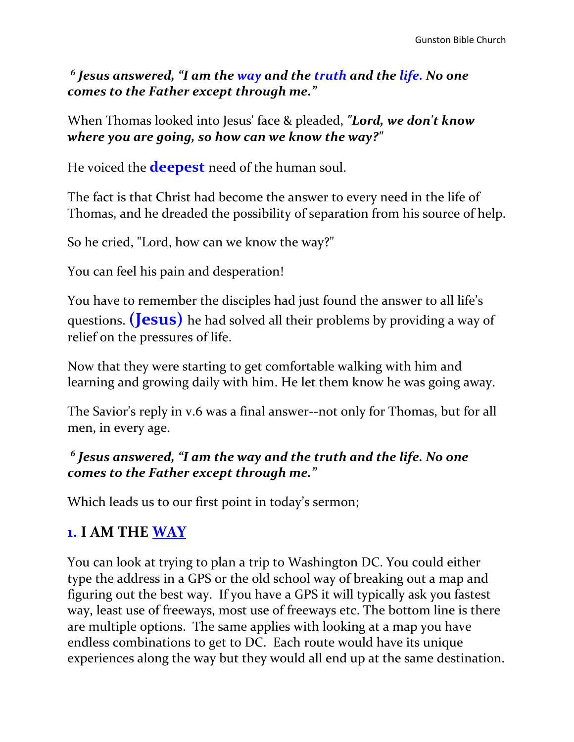***[6] Jesus answered, "I am the way and the truth and the life. No one comes to the Father except through me."***

When Thomas looked into Jesus' face & pleaded, ***"Lord, we don't know where you are going, so how can we know the way?"***

He voiced the **deepest** need of the human soul.

The fact is that Christ had become the answer to every need in the life of Thomas, and he dreaded the possibility of separation from his source of help.

So he cried, "Lord, how can we know the way?"

You can feel his pain and desperation!

You have to remember the disciples had just found the answer to all life's questions. **(Jesus)** he had solved all their problems by providing a way of relief on the pressures of life.

Now that they were starting to get comfortable walking with him and learning and growing daily with him. He let them know he was going away.

The Savior's reply in v.6 was a final answer--not only for Thomas, but for all men, in every age.

***[6] Jesus answered, "I am the way and the truth and the life. No one comes to the Father except through me."***

Which leads us to our first point in today's sermon;

## 1. I AM THE WAY

You can look at trying to plan a trip to Washington DC. You could either type the address in a GPS or the old school way of breaking out a map and figuring out the best way. If you have a GPS it will typically ask you fastest way, least use of freeways, most use of freeways etc. The bottom line is there are multiple options. The same applies with looking at a map you have endless combinations to get to DC. Each route would have its unique experiences along the way but they would all end up at the same destination.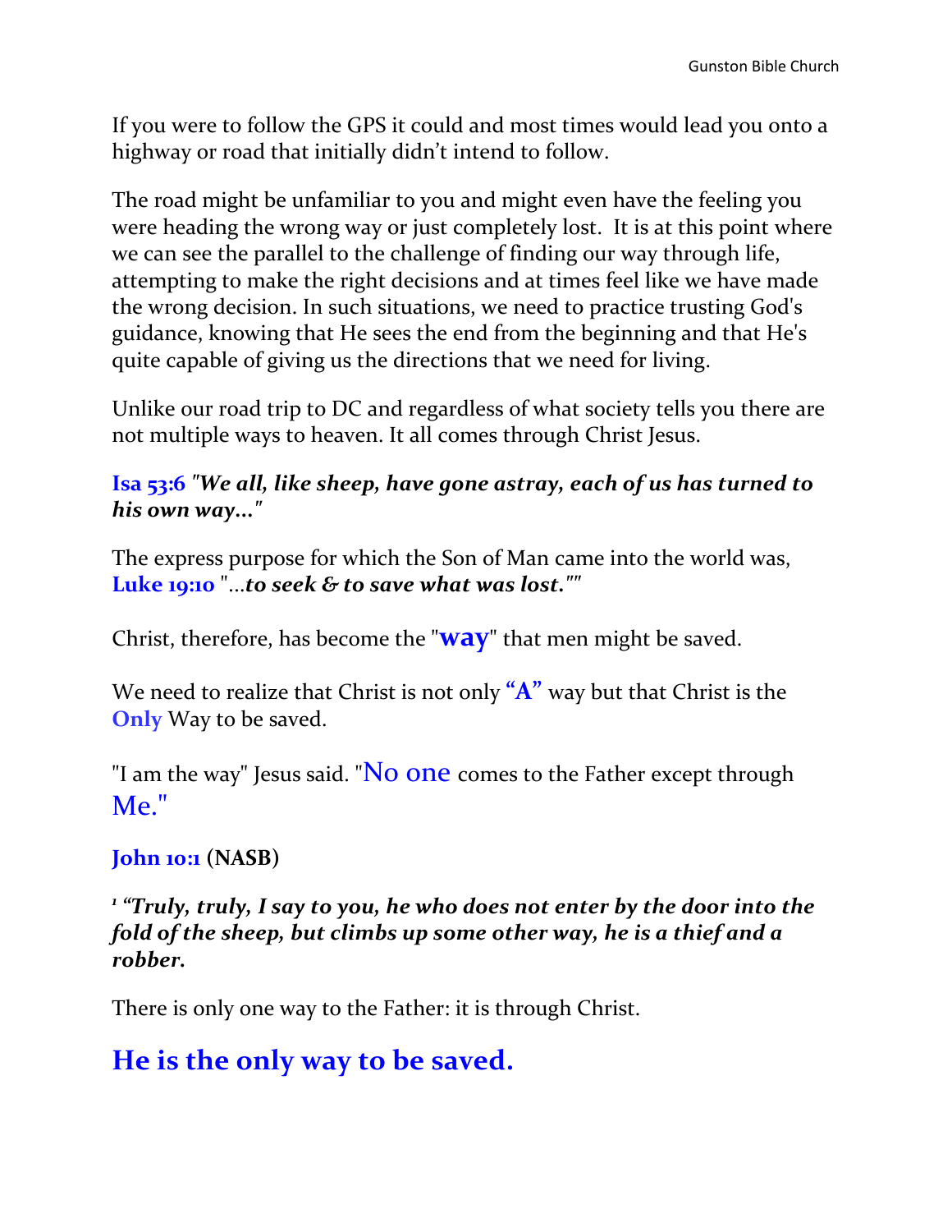If you were to follow the GPS it could and most times would lead you onto a highway or road that initially didn't intend to follow.

The road might be unfamiliar to you and might even have the feeling you were heading the wrong way or just completely lost.  It is at this point where we can see the parallel to the challenge of finding our way through life, attempting to make the right decisions and at times feel like we have made the wrong decision. In such situations, we need to practice trusting God's guidance, knowing that He sees the end from the beginning and that He's quite capable of giving us the directions that we need for living.

Unlike our road trip to DC and regardless of what society tells you there are not multiple ways to heaven. It all comes through Christ Jesus.

**Isa 53:6** ***"We all, like sheep, have gone astray, each of us has turned to his own way..."***

The express purpose for which the Son of Man came into the world was, **Luke 19:10** "...***to seek & to save what was lost.""***

Christ, therefore, has become the "**way**" that men might be saved.

We need to realize that Christ is not only **"A"** way but that Christ is the **Only** Way to be saved.

"I am the way" Jesus said. "No one comes to the Father except through Me."

**John 10:1 (NASB)**

***1 "Truly, truly, I say to you, he who does not enter by the door into the fold of the sheep, but climbs up some other way, he is a thief and a robber.***

There is only one way to the Father: it is through Christ.

## He is the only way to be saved.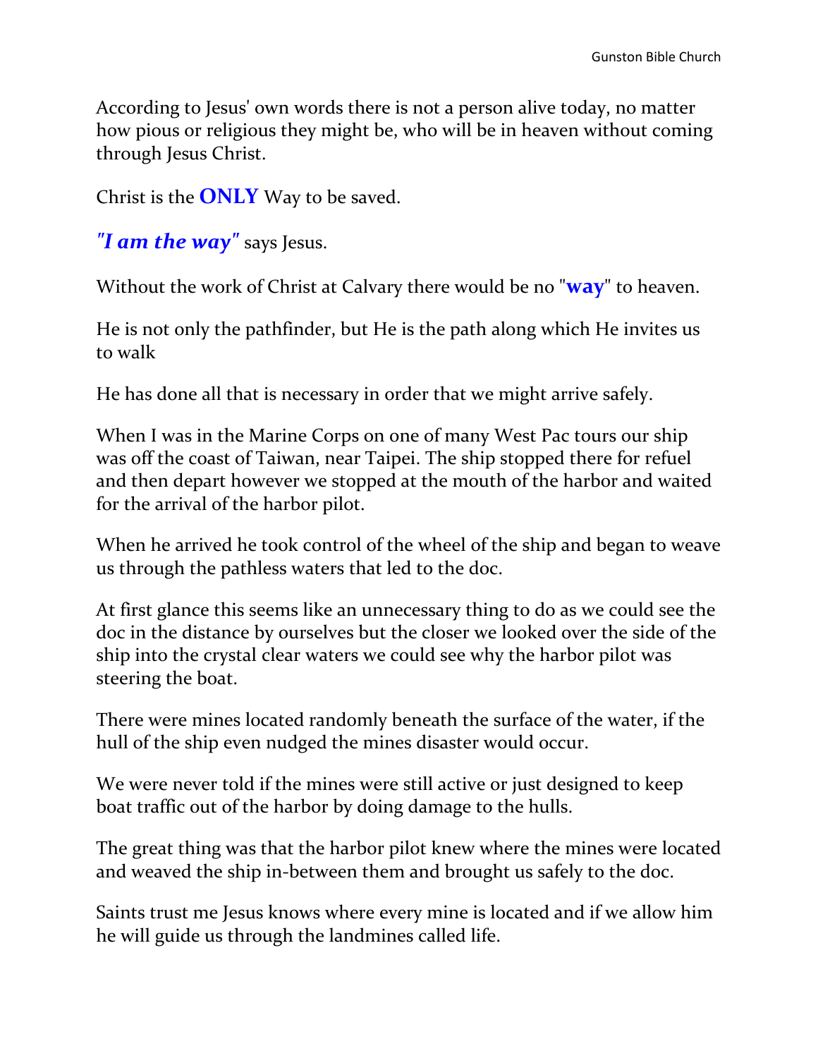According to Jesus' own words there is not a person alive today, no matter how pious or religious they might be, who will be in heaven without coming through Jesus Christ.

Christ is the **ONLY** Way to be saved.

***"I am the way"*** says Jesus.

Without the work of Christ at Calvary there would be no "**way**" to heaven.

He is not only the pathfinder, but He is the path along which He invites us to walk

He has done all that is necessary in order that we might arrive safely.

When I was in the Marine Corps on one of many West Pac tours our ship was off the coast of Taiwan, near Taipei. The ship stopped there for refuel and then depart however we stopped at the mouth of the harbor and waited for the arrival of the harbor pilot.

When he arrived he took control of the wheel of the ship and began to weave us through the pathless waters that led to the doc.

At first glance this seems like an unnecessary thing to do as we could see the doc in the distance by ourselves but the closer we looked over the side of the ship into the crystal clear waters we could see why the harbor pilot was steering the boat.

There were mines located randomly beneath the surface of the water, if the hull of the ship even nudged the mines disaster would occur.

We were never told if the mines were still active or just designed to keep boat traffic out of the harbor by doing damage to the hulls.

The great thing was that the harbor pilot knew where the mines were located and weaved the ship in-between them and brought us safely to the doc.

Saints trust me Jesus knows where every mine is located and if we allow him he will guide us through the landmines called life.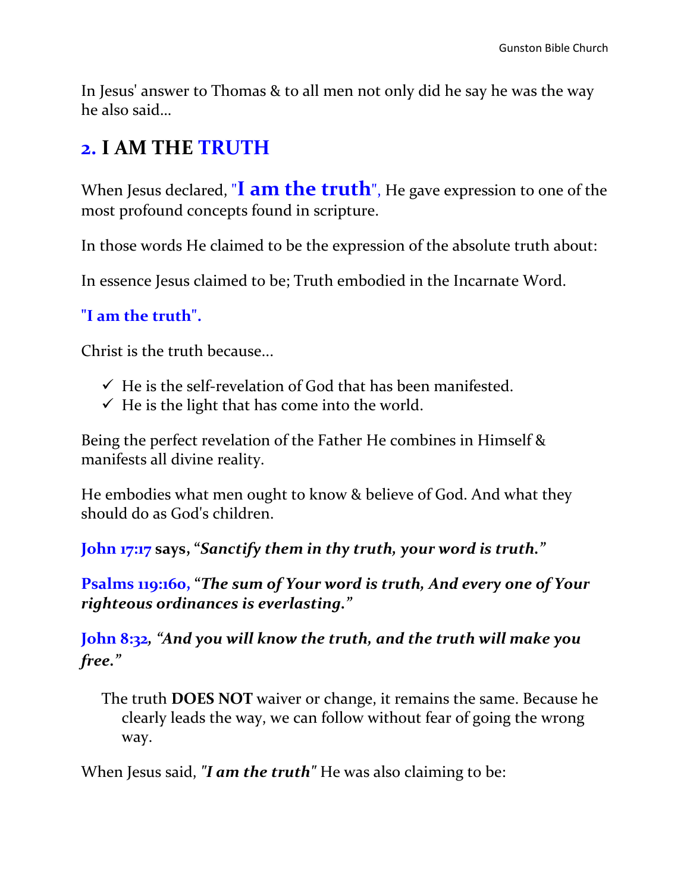In Jesus' answer to Thomas & to all men not only did he say he was the way he also said…

## 2. I AM THE TRUTH

When Jesus declared, "**I am the truth**", He gave expression to one of the most profound concepts found in scripture.

In those words He claimed to be the expression of the absolute truth about:

In essence Jesus claimed to be; Truth embodied in the Incarnate Word.

**"I am the truth".**

Christ is the truth because…

- ✓ He is the self-revelation of God that has been manifested.
- ✓ He is the light that has come into the world.

Being the perfect revelation of the Father He combines in Himself & manifests all divine reality.

He embodies what men ought to know & believe of God. And what they should do as God's children.

**John 17:17 says, "*Sanctify them in thy truth, your word is truth.*"**

**Psalms 119:160, "*The sum of Your word is truth, And every one of Your righteous ordinances is everlasting.*"**

***John 8:32, "And you will know the truth, and the truth will make you free."***

The truth **DOES NOT** waiver or change, it remains the same. Because he clearly leads the way, we can follow without fear of going the wrong way.

When Jesus said, ***"I am the truth"*** He was also claiming to be: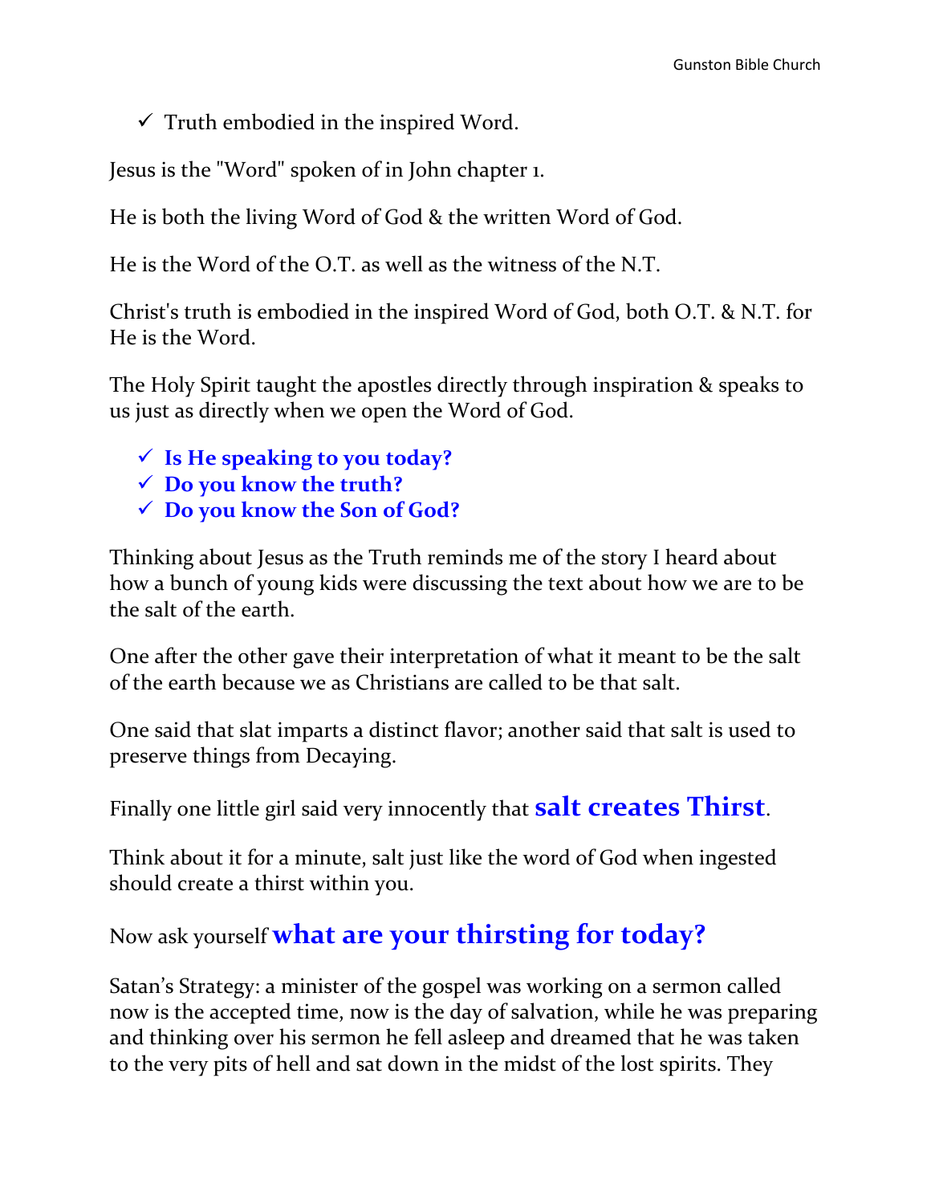- ✓ Truth embodied in the inspired Word.

Jesus is the "Word" spoken of in John chapter 1.

He is both the living Word of God & the written Word of God.

He is the Word of the O.T. as well as the witness of the N.T.

Christ's truth is embodied in the inspired Word of God, both O.T. & N.T. for He is the Word.

The Holy Spirit taught the apostles directly through inspiration & speaks to us just as directly when we open the Word of God.

- ✓ **Is He speaking to you today?**
- ✓ **Do you know the truth?**
- ✓ **Do you know the Son of God?**

Thinking about Jesus as the Truth reminds me of the story I heard about how a bunch of young kids were discussing the text about how we are to be the salt of the earth.

One after the other gave their interpretation of what it meant to be the salt of the earth because we as Christians are called to be that salt.

One said that slat imparts a distinct flavor; another said that salt is used to preserve things from Decaying.

Finally one little girl said very innocently that **salt creates Thirst**.

Think about it for a minute, salt just like the word of God when ingested should create a thirst within you.

Now ask yourself **what are your thirsting for today?**

Satan's Strategy: a minister of the gospel was working on a sermon called now is the accepted time, now is the day of salvation, while he was preparing and thinking over his sermon he fell asleep and dreamed that he was taken to the very pits of hell and sat down in the midst of the lost spirits. They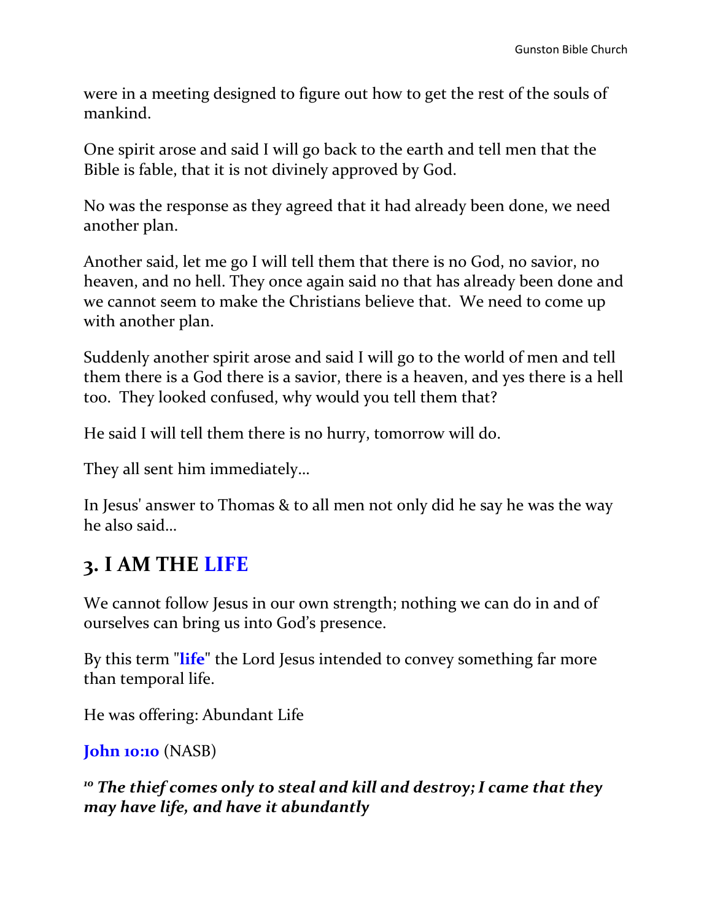were in a meeting designed to figure out how to get the rest of the souls of mankind.

One spirit arose and said I will go back to the earth and tell men that the Bible is fable, that it is not divinely approved by God.

No was the response as they agreed that it had already been done, we need another plan.

Another said, let me go I will tell them that there is no God, no savior, no heaven, and no hell. They once again said no that has already been done and we cannot seem to make the Christians believe that. We need to come up with another plan.

Suddenly another spirit arose and said I will go to the world of men and tell them there is a God there is a savior, there is a heaven, and yes there is a hell too. They looked confused, why would you tell them that?

He said I will tell them there is no hurry, tomorrow will do.

They all sent him immediately…

In Jesus' answer to Thomas & to all men not only did he say he was the way he also said…

## 3. I AM THE LIFE

We cannot follow Jesus in our own strength; nothing we can do in and of ourselves can bring us into God's presence.

By this term "**life**" the Lord Jesus intended to convey something far more than temporal life.

He was offering: Abundant Life

**John 10:10** (NASB)

***[10] The thief comes only to steal and kill and destroy; I came that they may have life, and have it abundantly***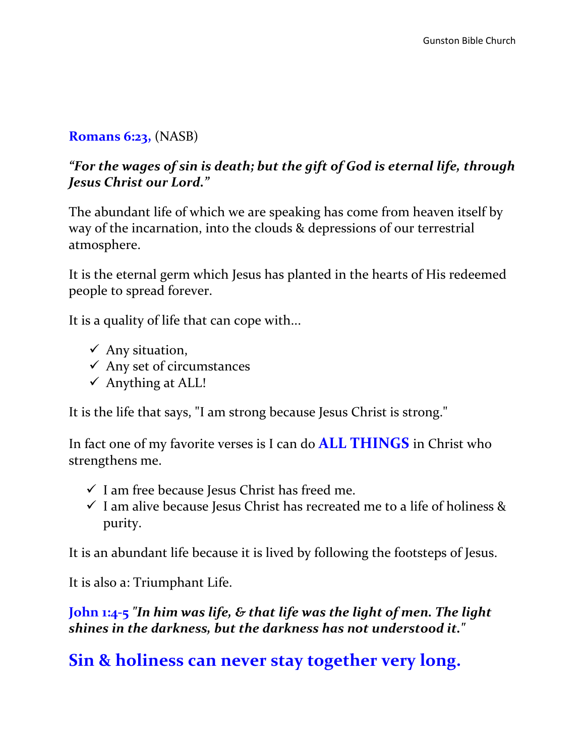**Romans 6:23,** (NASB)

***"For the wages of sin is death; but the gift of God is eternal life, through Jesus Christ our Lord."***

The abundant life of which we are speaking has come from heaven itself by way of the incarnation, into the clouds & depressions of our terrestrial atmosphere.

It is the eternal germ which Jesus has planted in the hearts of His redeemed people to spread forever.

It is a quality of life that can cope with...

- ✓ Any situation,
- ✓ Any set of circumstances
- ✓ Anything at ALL!

It is the life that says, "I am strong because Jesus Christ is strong."

In fact one of my favorite verses is I can do **ALL THINGS** in Christ who strengthens me.

- ✓ I am free because Jesus Christ has freed me.
- ✓ I am alive because Jesus Christ has recreated me to a life of holiness & purity.

It is an abundant life because it is lived by following the footsteps of Jesus.

It is also a: Triumphant Life.

**John 1:4-5** ***"In him was life, & that life was the light of men. The light shines in the darkness, but the darkness has not understood it."***

## Sin & holiness can never stay together very long.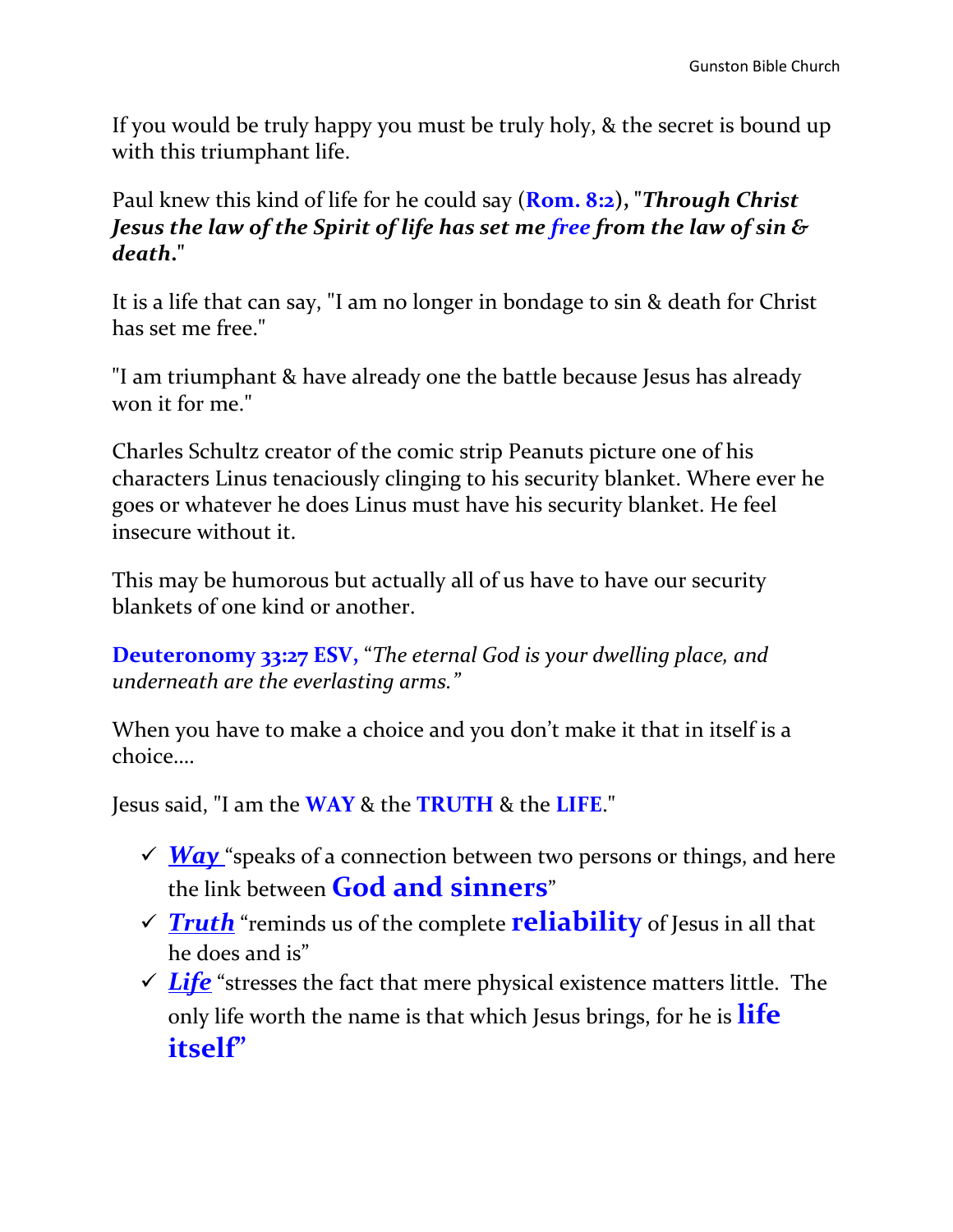If you would be truly happy you must be truly holy, & the secret is bound up with this triumphant life.

Paul knew this kind of life for he could say (**Rom. 8:2**), "***Through Christ Jesus the law of the Spirit of life has set me free from the law of sin & death.***"

It is a life that can say, "I am no longer in bondage to sin & death for Christ has set me free."

"I am triumphant & have already one the battle because Jesus has already won it for me."

Charles Schultz creator of the comic strip Peanuts picture one of his characters Linus tenaciously clinging to his security blanket. Where ever he goes or whatever he does Linus must have his security blanket. He feel insecure without it.

This may be humorous but actually all of us have to have our security blankets of one kind or another.

**Deuteronomy 33:27 ESV,** "*The eternal God is your dwelling place, and underneath are the everlasting arms.*"

When you have to make a choice and you don't make it that in itself is a choice….

Jesus said, "I am the **WAY** & the **TRUTH** & the **LIFE**."

- ✓ ***Way*** "speaks of a connection between two persons or things, and here the link between **God and sinners**"
- ✓ ***Truth*** "reminds us of the complete **reliability** of Jesus in all that he does and is"
- ✓ ***Life*** "stresses the fact that mere physical existence matters little. The only life worth the name is that which Jesus brings, for he is **life itself**"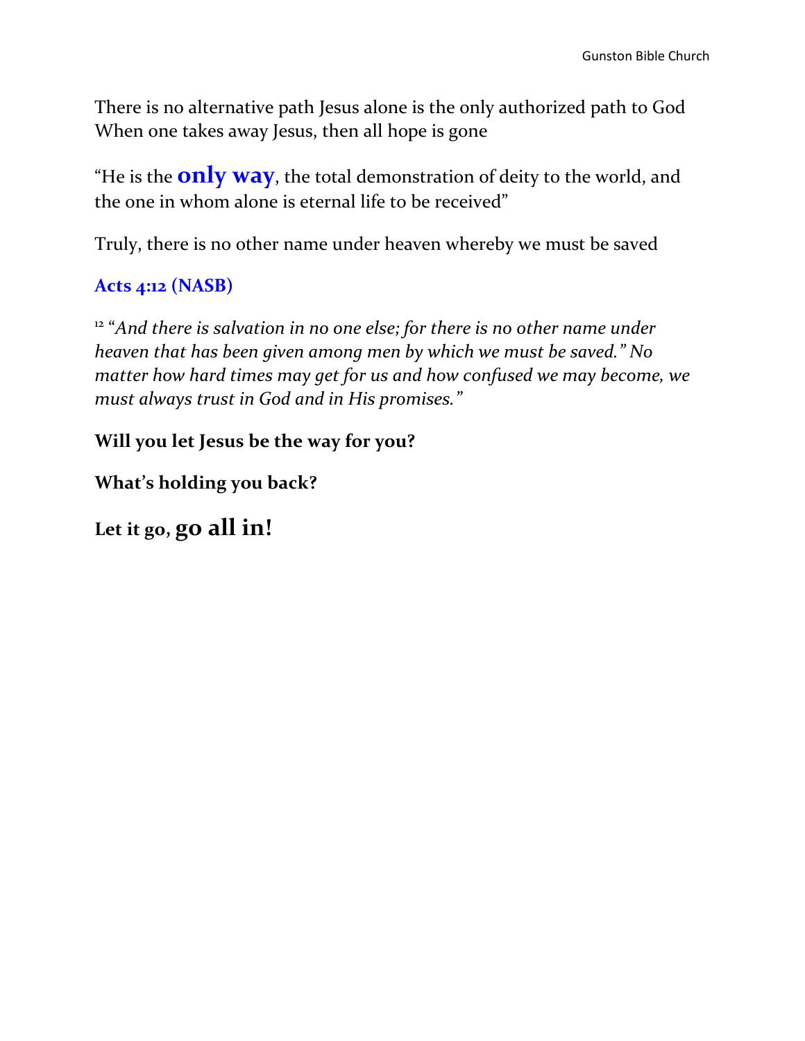There is no alternative path Jesus alone is the only authorized path to God When one takes away Jesus, then all hope is gone

"He is the **only way**, the total demonstration of deity to the world, and the one in whom alone is eternal life to be received"

Truly, there is no other name under heaven whereby we must be saved

**Acts 4:12 (NASB)**

[12] "*And there is salvation in no one else; for there is no other name under heaven that has been given among men by which we must be saved." No matter how hard times may get for us and how confused we may become, we must always trust in God and in His promises."*

**Will you let Jesus be the way for you?**

**What's holding you back?**

**Let it go, go all in!**